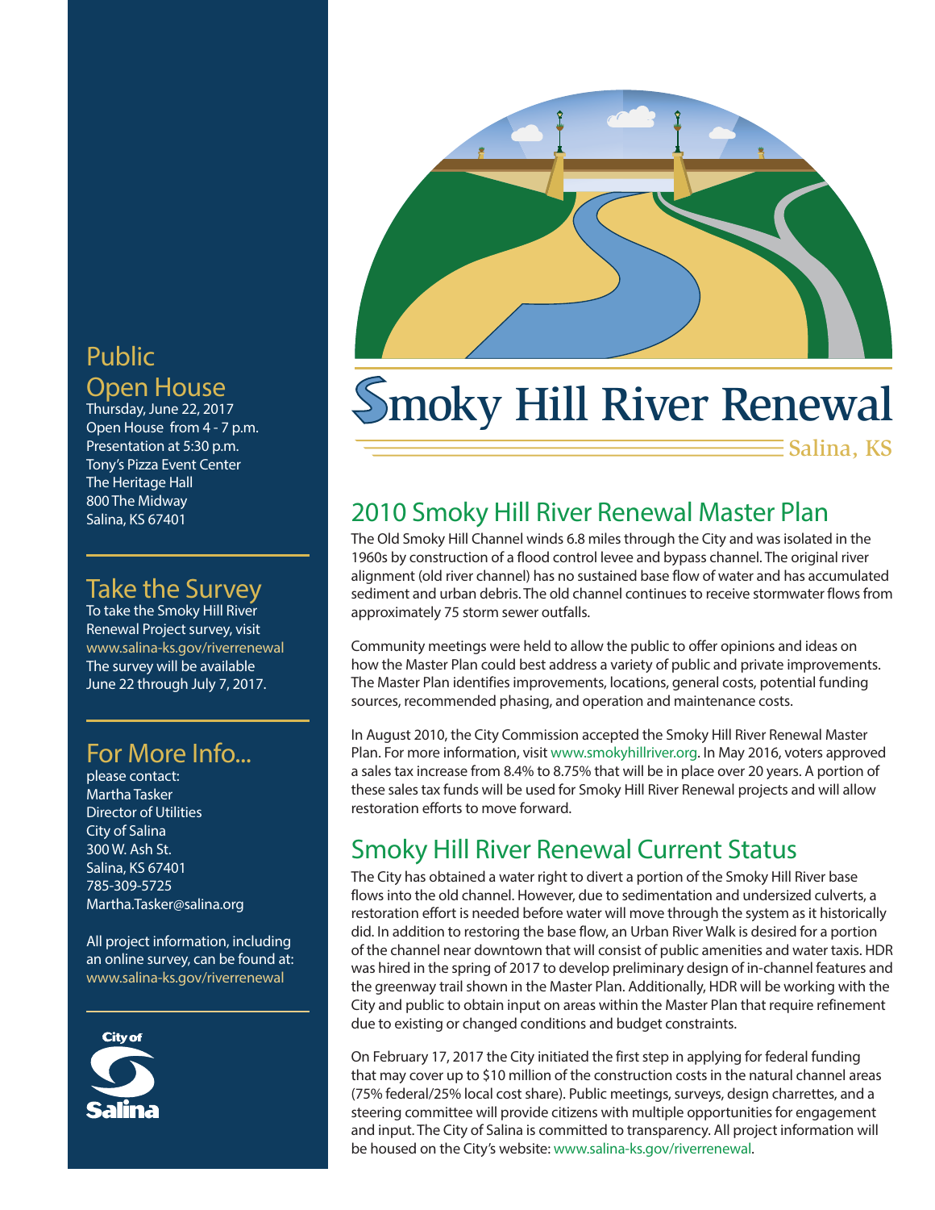# Smoky Hill River Renewal

Salina, KS

## 2010 Smoky Hill River Renewal Master Plan

The Old Smoky Hill Channel winds 6.8 miles through the City and was isolated in the 1960s by construction of a flood control levee and bypass channel. The original river alignment (old river channel) has no sustained base flow of water and has accumulated sediment and urban debris. The old channel continues to receive stormwater flows from approximately 75 storm sewer outfalls.

Community meetings were held to allow the public to offer opinions and ideas on how the Master Plan could best address a variety of public and private improvements. The Master Plan identifies improvements, locations, general costs, potential funding sources, recommended phasing, and operation and maintenance costs.

In August 2010, the City Commission accepted the Smoky Hill River Renewal Master Plan. For more information, visit www.smokyhillriver.org. In May 2016, voters approved a sales tax increase from 8.4% to 8.75% that will be in place over 20 years. A portion of these sales tax funds will be used for Smoky Hill River Renewal projects and will allow restoration efforts to move forward.

## Smoky Hill River Renewal Current Status

The City has obtained a water right to divert a portion of the Smoky Hill River base flows into the old channel. However, due to sedimentation and undersized culverts, a restoration effort is needed before water will move through the system as it historically did. In addition to restoring the base flow, an Urban River Walk is desired for a portion of the channel near downtown that will consist of public amenities and water taxis. HDR was hired in the spring of 2017 to develop preliminary design of in-channel features and the greenway trail shown in the Master Plan. Additionally, HDR will be working with the City and public to obtain input on areas within the Master Plan that require refinement due to existing or changed conditions and budget constraints.

On February 17, 2017 the City initiated the first step in applying for federal funding that may cover up to $10 million of the construction costs in the natural channel areas (75% federal/25% local cost share). Public meetings, surveys, design charrettes, and a steering committee will provide citizens with multiple opportunities for engagement and input. The City of Salina is committed to transparency. All project information will be housed on the City's website: www.salina-ks.gov/riverrenewal.

## Public Open House

Thursday, June 22, 2017
Open House from 4 - 7 p.m.
Presentation at 5:30 p.m.
Tony's Pizza Event Center
The Heritage Hall
800 The Midway
Salina, KS 67401

## Take the Survey

To take the Smoky Hill River Renewal Project survey, visit www.salina-ks.gov/riverrenewal
The survey will be available June 22 through July 7, 2017.

## For More Info...

please contact:
Martha Tasker
Director of Utilities
City of Salina
300 W. Ash St.
Salina, KS 67401
785-309-5725
Martha.Tasker@salina.org

All project information, including an online survey, can be found at: www.salina-ks.gov/riverrenewal

City of Salina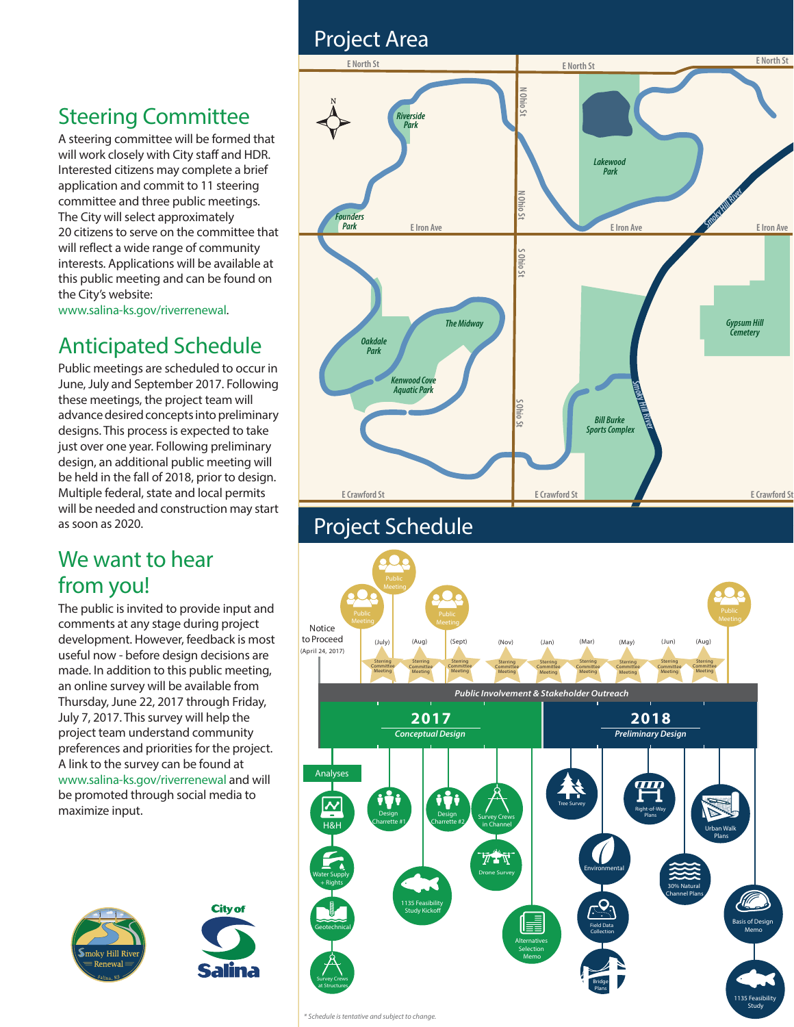## Steering Committee

A steering committee will be formed that will work closely with City staff and HDR. Interested citizens may complete a brief application and commit to 11 steering committee and three public meetings. The City will select approximately 20 citizens to serve on the committee that will reflect a wide range of community interests. Applications will be available at this public meeting and can be found on the City's website: www.salina-ks.gov/riverrenewal.

## Anticipated Schedule

Public meetings are scheduled to occur in June, July and September 2017. Following these meetings, the project team will advance desired concepts into preliminary designs. This process is expected to take just over one year. Following preliminary design, an additional public meeting will be held in the fall of 2018, prior to design. Multiple federal, state and local permits will be needed and construction may start as soon as 2020.

## We want to hear from you!

The public is invited to provide input and comments at any stage during project development. However, feedback is most useful now - before design decisions are made. In addition to this public meeting, an online survey will be available from Thursday, June 22, 2017 through Friday, July 7, 2017. This survey will help the project team understand community preferences and priorities for the project. A link to the survey can be found at www.salina-ks.gov/riverrenewal and will be promoted through social media to maximize input.

Smoky Hill River Renewal — Salina, KS

City of Salina

## Project Area

E North St
N Ohio St
Riverside Park
Lakewood Park
Smoky Hill River
Founders Park
E Iron Ave
S Ohio St
The Midway
Oakdale Park
Kenwood Cove Aquatic Park
Gypsum Hill Cemetery
Bill Burke Sports Complex
E Crawford St

## Project Schedule

Notice to Proceed (April 24, 2017)

Public Meeting
Public Meeting
Public Meeting
Public Meeting

(July) (Aug) (Sept) (Nov) (Jan) (Mar) (May) (Jun) (Aug)

Steering Committee Meeting

Public Involvement & Stakeholder Outreach

**2017** *Conceptual Design*

**2018** *Preliminary Design*

Analyses
H&H
Water Supply + Rights
Geotechnical
Survey Crews at Structures
Design Charrette #1
1135 Feasibility Study Kickoff
Design Charrette #2
Survey Crews in Channel
Drone Survey
Alternatives Selection Memo
Tree Survey
Environmental
Field Data Collection
Bridge Plans
Right-of-Way Plans
30% Natural Channel Plans
Urban Walk Plans
Basis of Design Memo
1135 Feasibility Study

*\* Schedule is tentative and subject to change.*